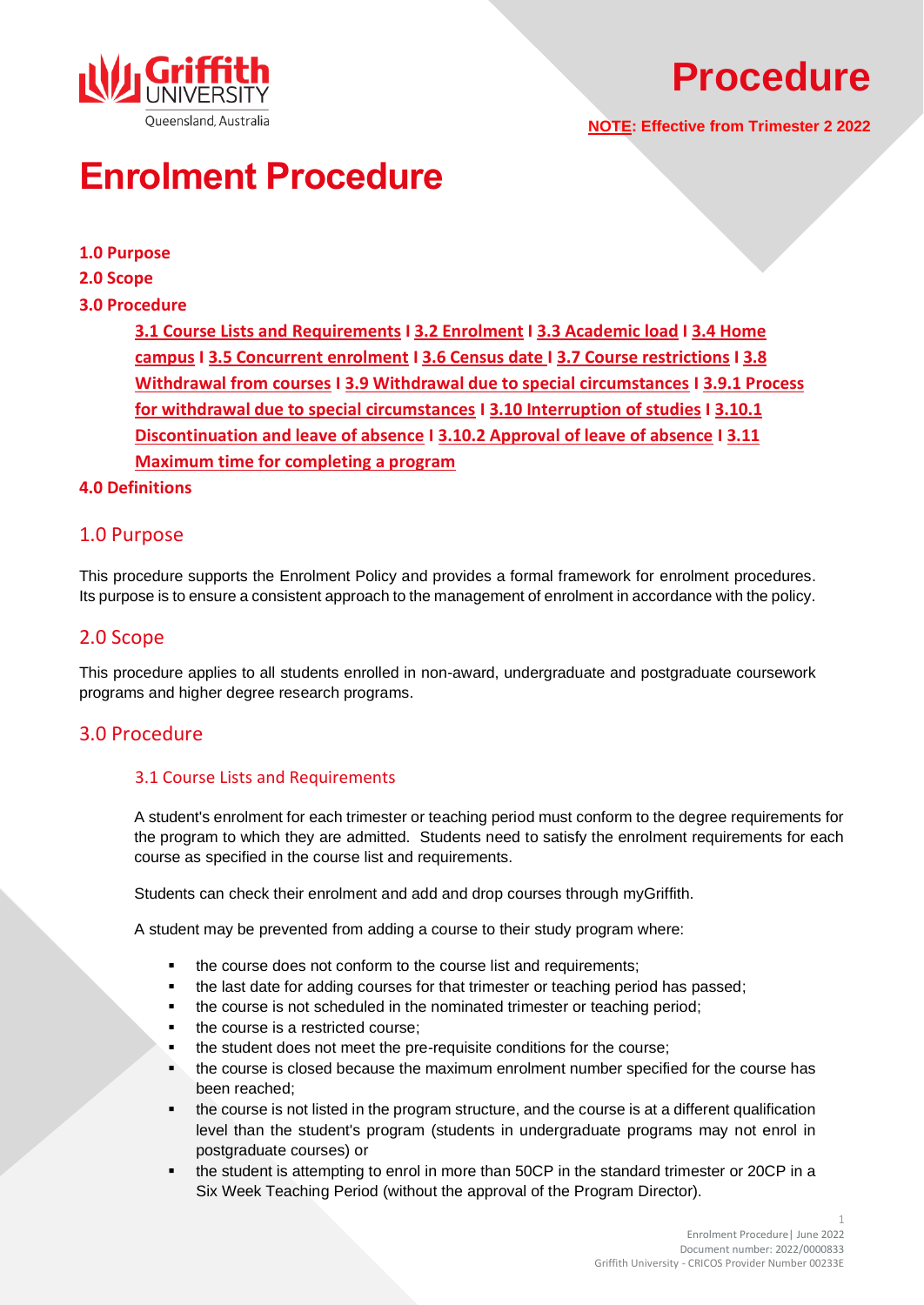# Procedure

**NOTE: Effective from Trimester 2 2022**

# Enrolment Procedure

**1.0 Purpose**

**2.0 Scope**

**3.0 Procedure**

> **3.1 Course Lists and Requirements I 3.2 Enrolment I 3.3 Academic load I 3.4 Home campus I 3.5 Concurrent enrolment I 3.6 Census date I 3.7 Course restrictions I 3.8 Withdrawal from courses I 3.9 Withdrawal due to special circumstances I 3.9.1 Process for withdrawal due to special circumstances I 3.10 Interruption of studies I 3.10.1 Discontinuation and leave of absence I 3.10.2 Approval of leave of absence I 3.11 Maximum time for completing a program**

**4.0 Definitions**

## 1.0 Purpose

This procedure supports the Enrolment Policy and provides a formal framework for enrolment procedures. Its purpose is to ensure a consistent approach to the management of enrolment in accordance with the policy.

## 2.0 Scope

This procedure applies to all students enrolled in non-award, undergraduate and postgraduate coursework programs and higher degree research programs.

## 3.0 Procedure

### 3.1 Course Lists and Requirements

A student's enrolment for each trimester or teaching period must conform to the degree requirements for the program to which they are admitted. Students need to satisfy the enrolment requirements for each course as specified in the course list and requirements.

Students can check their enrolment and add and drop courses through myGriffith.

A student may be prevented from adding a course to their study program where:

- the course does not conform to the course list and requirements;
- the last date for adding courses for that trimester or teaching period has passed;
- the course is not scheduled in the nominated trimester or teaching period;
- the course is a restricted course;
- the student does not meet the pre-requisite conditions for the course;
- the course is closed because the maximum enrolment number specified for the course has been reached;
- the course is not listed in the program structure, and the course is at a different qualification level than the student's program (students in undergraduate programs may not enrol in postgraduate courses) or
- the student is attempting to enrol in more than 50CP in the standard trimester or 20CP in a Six Week Teaching Period (without the approval of the Program Director).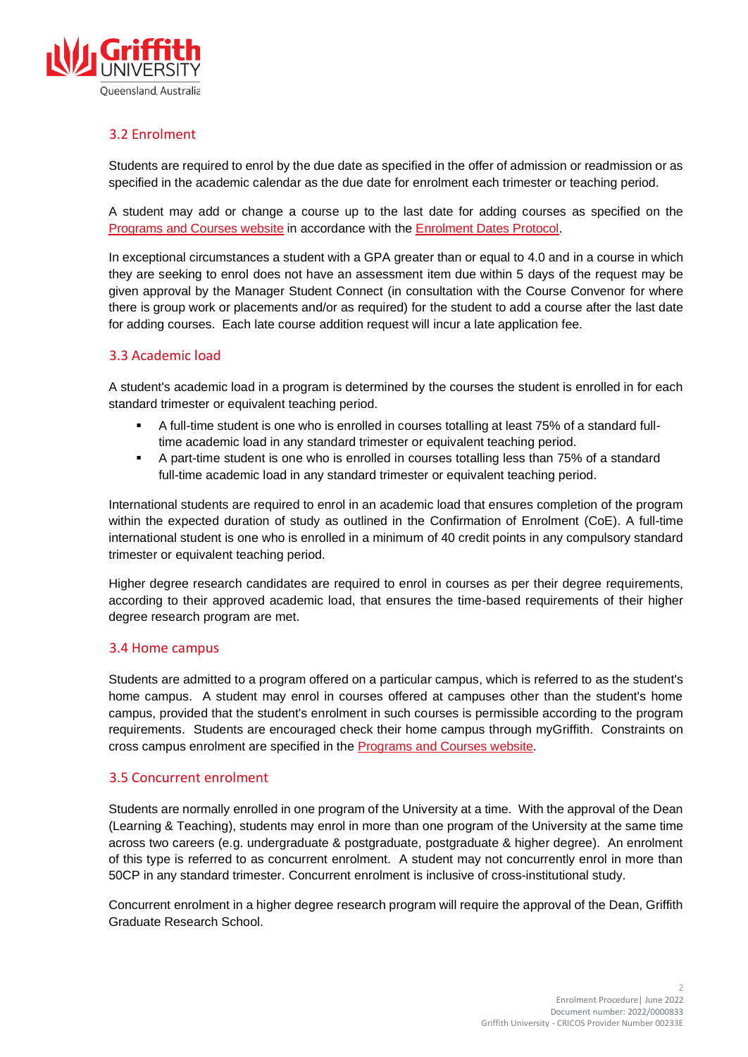## 3.2 Enrolment

Students are required to enrol by the due date as specified in the offer of admission or readmission or as specified in the academic calendar as the due date for enrolment each trimester or teaching period.

A student may add or change a course up to the last date for adding courses as specified on the [Programs and Courses website](#) in accordance with the [Enrolment Dates Protocol](#).

In exceptional circumstances a student with a GPA greater than or equal to 4.0 and in a course in which they are seeking to enrol does not have an assessment item due within 5 days of the request may be given approval by the Manager Student Connect (in consultation with the Course Convenor for where there is group work or placements and/or as required) for the student to add a course after the last date for adding courses. Each late course addition request will incur a late application fee.

## 3.3 Academic load

A student's academic load in a program is determined by the courses the student is enrolled in for each standard trimester or equivalent teaching period.

- A full-time student is one who is enrolled in courses totalling at least 75% of a standard full-time academic load in any standard trimester or equivalent teaching period.
- A part-time student is one who is enrolled in courses totalling less than 75% of a standard full-time academic load in any standard trimester or equivalent teaching period.

International students are required to enrol in an academic load that ensures completion of the program within the expected duration of study as outlined in the Confirmation of Enrolment (CoE). A full-time international student is one who is enrolled in a minimum of 40 credit points in any compulsory standard trimester or equivalent teaching period.

Higher degree research candidates are required to enrol in courses as per their degree requirements, according to their approved academic load, that ensures the time-based requirements of their higher degree research program are met.

## 3.4 Home campus

Students are admitted to a program offered on a particular campus, which is referred to as the student's home campus. A student may enrol in courses offered at campuses other than the student's home campus, provided that the student's enrolment in such courses is permissible according to the program requirements. Students are encouraged check their home campus through myGriffith. Constraints on cross campus enrolment are specified in the [Programs and Courses website](#).

## 3.5 Concurrent enrolment

Students are normally enrolled in one program of the University at a time. With the approval of the Dean (Learning & Teaching), students may enrol in more than one program of the University at the same time across two careers (e.g. undergraduate & postgraduate, postgraduate & higher degree). An enrolment of this type is referred to as concurrent enrolment. A student may not concurrently enrol in more than 50CP in any standard trimester. Concurrent enrolment is inclusive of cross-institutional study.

Concurrent enrolment in a higher degree research program will require the approval of the Dean, Griffith Graduate Research School.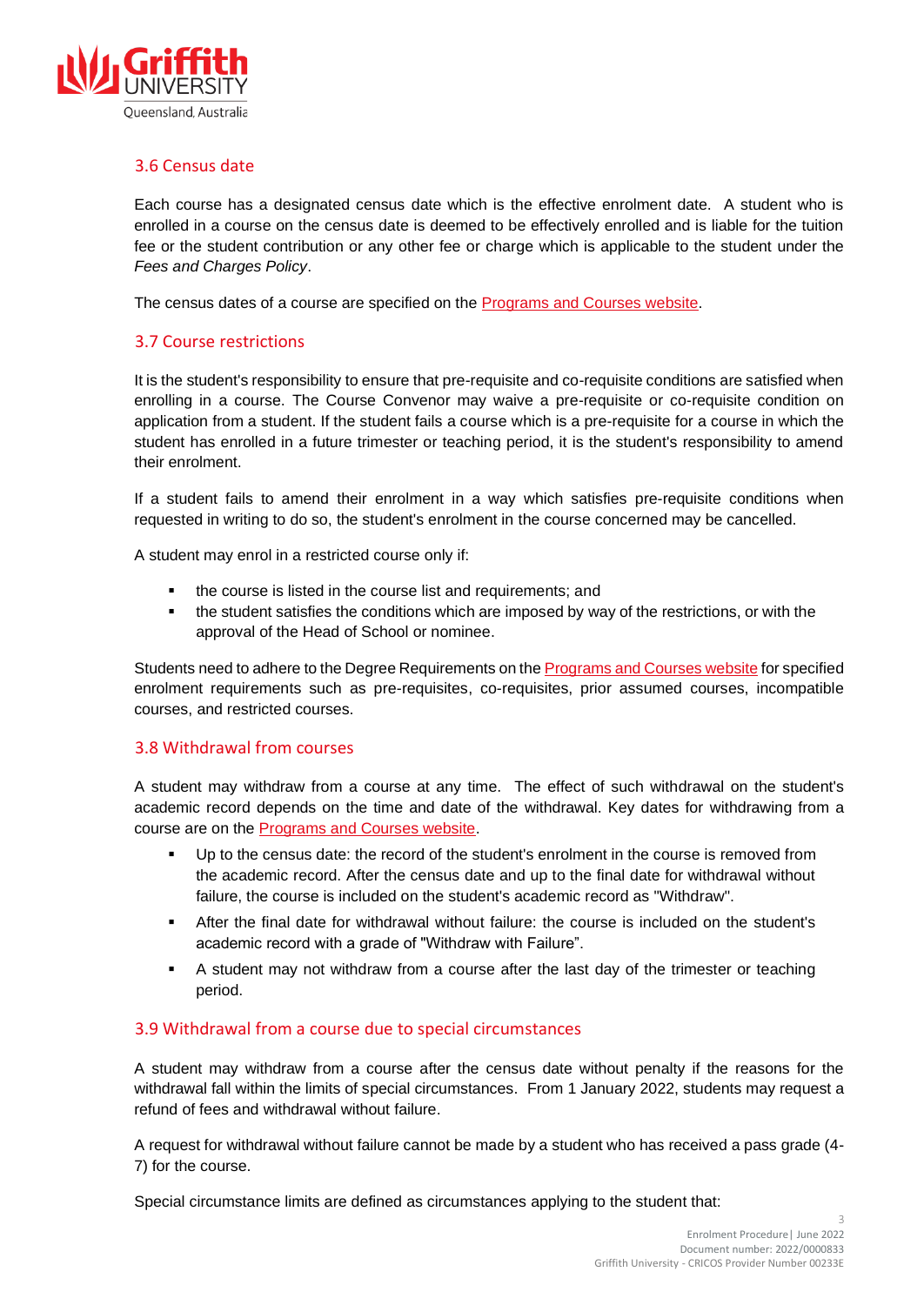### 3.6 Census date

Each course has a designated census date which is the effective enrolment date. A student who is enrolled in a course on the census date is deemed to be effectively enrolled and is liable for the tuition fee or the student contribution or any other fee or charge which is applicable to the student under the *Fees and Charges Policy*.

The census dates of a course are specified on the [Programs and Courses website](#).

### 3.7 Course restrictions

It is the student's responsibility to ensure that pre-requisite and co-requisite conditions are satisfied when enrolling in a course. The Course Convenor may waive a pre-requisite or co-requisite condition on application from a student. If the student fails a course which is a pre-requisite for a course in which the student has enrolled in a future trimester or teaching period, it is the student's responsibility to amend their enrolment.

If a student fails to amend their enrolment in a way which satisfies pre-requisite conditions when requested in writing to do so, the student's enrolment in the course concerned may be cancelled.

A student may enrol in a restricted course only if:

- the course is listed in the course list and requirements; and
- the student satisfies the conditions which are imposed by way of the restrictions, or with the approval of the Head of School or nominee.

Students need to adhere to the Degree Requirements on the [Programs and Courses website](#) for specified enrolment requirements such as pre-requisites, co-requisites, prior assumed courses, incompatible courses, and restricted courses.

### 3.8 Withdrawal from courses

A student may withdraw from a course at any time. The effect of such withdrawal on the student's academic record depends on the time and date of the withdrawal. Key dates for withdrawing from a course are on the [Programs and Courses website](#).

- Up to the census date: the record of the student's enrolment in the course is removed from the academic record. After the census date and up to the final date for withdrawal without failure, the course is included on the student's academic record as "Withdraw".
- After the final date for withdrawal without failure: the course is included on the student's academic record with a grade of "Withdraw with Failure".
- A student may not withdraw from a course after the last day of the trimester or teaching period.

### 3.9 Withdrawal from a course due to special circumstances

A student may withdraw from a course after the census date without penalty if the reasons for the withdrawal fall within the limits of special circumstances. From 1 January 2022, students may request a refund of fees and withdrawal without failure.

A request for withdrawal without failure cannot be made by a student who has received a pass grade (4-7) for the course.

Special circumstance limits are defined as circumstances applying to the student that: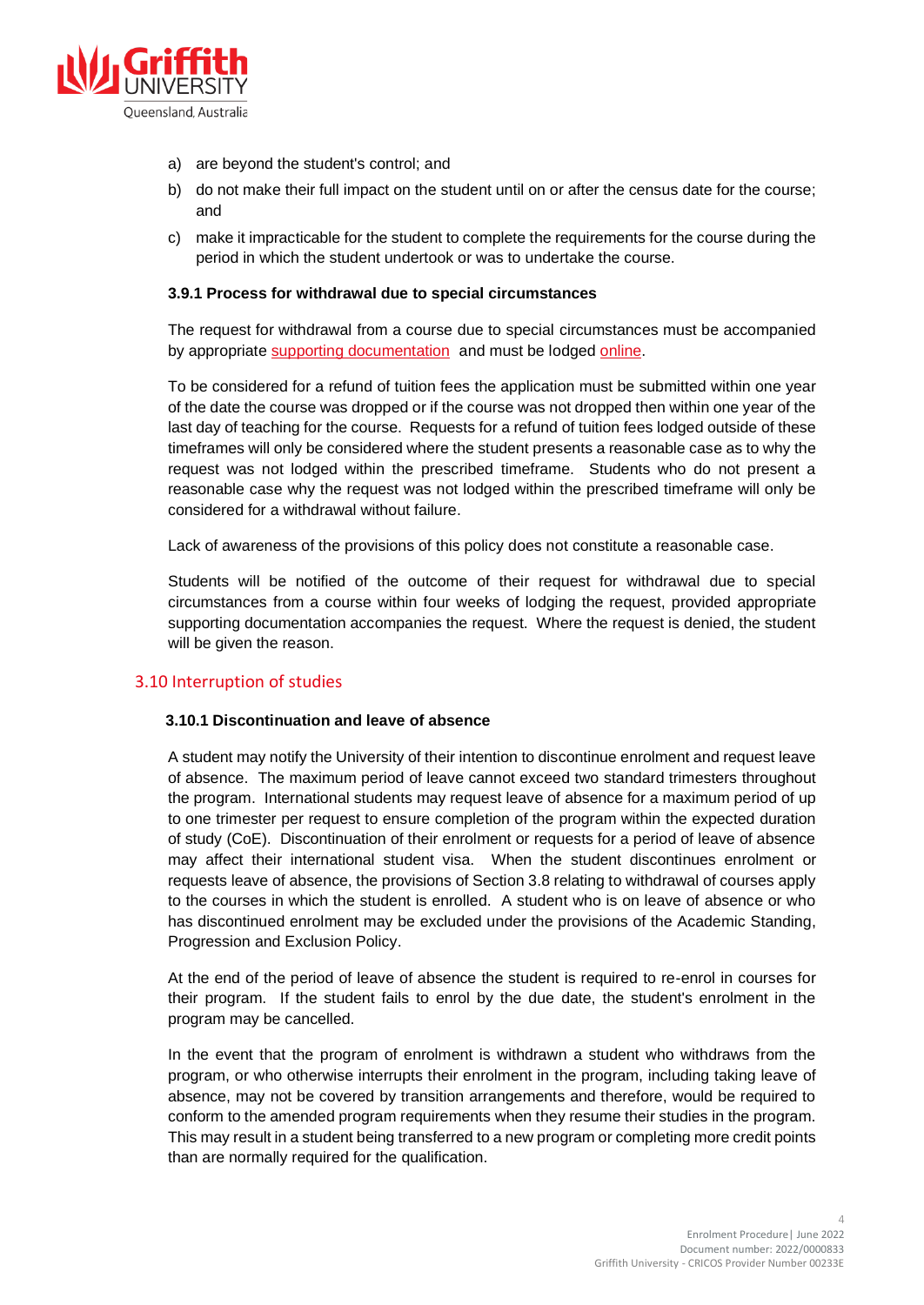a) are beyond the student's control; and
b) do not make their full impact on the student until on or after the census date for the course; and
c) make it impracticable for the student to complete the requirements for the course during the period in which the student undertook or was to undertake the course.

#### 3.9.1 Process for withdrawal due to special circumstances

The request for withdrawal from a course due to special circumstances must be accompanied by appropriate supporting documentation and must be lodged online.

To be considered for a refund of tuition fees the application must be submitted within one year of the date the course was dropped or if the course was not dropped then within one year of the last day of teaching for the course. Requests for a refund of tuition fees lodged outside of these timeframes will only be considered where the student presents a reasonable case as to why the request was not lodged within the prescribed timeframe. Students who do not present a reasonable case why the request was not lodged within the prescribed timeframe will only be considered for a withdrawal without failure.

Lack of awareness of the provisions of this policy does not constitute a reasonable case.

Students will be notified of the outcome of their request for withdrawal due to special circumstances from a course within four weeks of lodging the request, provided appropriate supporting documentation accompanies the request. Where the request is denied, the student will be given the reason.

### 3.10 Interruption of studies

#### 3.10.1 Discontinuation and leave of absence

A student may notify the University of their intention to discontinue enrolment and request leave of absence. The maximum period of leave cannot exceed two standard trimesters throughout the program. International students may request leave of absence for a maximum period of up to one trimester per request to ensure completion of the program within the expected duration of study (CoE). Discontinuation of their enrolment or requests for a period of leave of absence may affect their international student visa. When the student discontinues enrolment or requests leave of absence, the provisions of Section 3.8 relating to withdrawal of courses apply to the courses in which the student is enrolled. A student who is on leave of absence or who has discontinued enrolment may be excluded under the provisions of the Academic Standing, Progression and Exclusion Policy.

At the end of the period of leave of absence the student is required to re-enrol in courses for their program. If the student fails to enrol by the due date, the student's enrolment in the program may be cancelled.

In the event that the program of enrolment is withdrawn a student who withdraws from the program, or who otherwise interrupts their enrolment in the program, including taking leave of absence, may not be covered by transition arrangements and therefore, would be required to conform to the amended program requirements when they resume their studies in the program. This may result in a student being transferred to a new program or completing more credit points than are normally required for the qualification.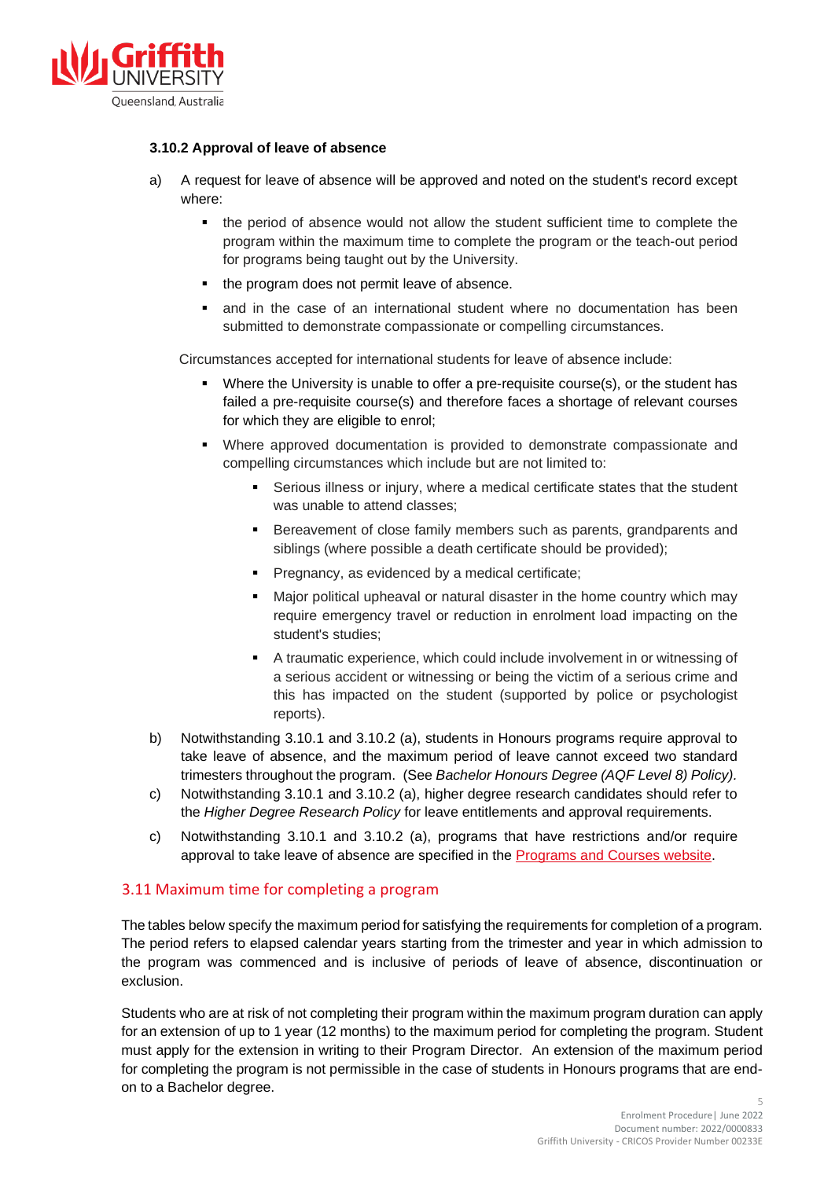#### 3.10.2 Approval of leave of absence

a) A request for leave of absence will be approved and noted on the student's record except where:

- the period of absence would not allow the student sufficient time to complete the program within the maximum time to complete the program or the teach-out period for programs being taught out by the University.
- the program does not permit leave of absence.
- and in the case of an international student where no documentation has been submitted to demonstrate compassionate or compelling circumstances.

Circumstances accepted for international students for leave of absence include:

- Where the University is unable to offer a pre-requisite course(s), or the student has failed a pre-requisite course(s) and therefore faces a shortage of relevant courses for which they are eligible to enrol;
- Where approved documentation is provided to demonstrate compassionate and compelling circumstances which include but are not limited to:
  - Serious illness or injury, where a medical certificate states that the student was unable to attend classes;
  - Bereavement of close family members such as parents, grandparents and siblings (where possible a death certificate should be provided);
  - Pregnancy, as evidenced by a medical certificate;
  - Major political upheaval or natural disaster in the home country which may require emergency travel or reduction in enrolment load impacting on the student's studies;
  - A traumatic experience, which could include involvement in or witnessing of a serious accident or witnessing or being the victim of a serious crime and this has impacted on the student (supported by police or psychologist reports).

b) Notwithstanding 3.10.1 and 3.10.2 (a), students in Honours programs require approval to take leave of absence, and the maximum period of leave cannot exceed two standard trimesters throughout the program. (See *Bachelor Honours Degree (AQF Level 8) Policy).*

c) Notwithstanding 3.10.1 and 3.10.2 (a), higher degree research candidates should refer to the *Higher Degree Research Policy* for leave entitlements and approval requirements.

c) Notwithstanding 3.10.1 and 3.10.2 (a), programs that have restrictions and/or require approval to take leave of absence are specified in the Programs and Courses website.

## 3.11 Maximum time for completing a program

The tables below specify the maximum period for satisfying the requirements for completion of a program. The period refers to elapsed calendar years starting from the trimester and year in which admission to the program was commenced and is inclusive of periods of leave of absence, discontinuation or exclusion.

Students who are at risk of not completing their program within the maximum program duration can apply for an extension of up to 1 year (12 months) to the maximum period for completing the program. Student must apply for the extension in writing to their Program Director. An extension of the maximum period for completing the program is not permissible in the case of students in Honours programs that are end-on to a Bachelor degree.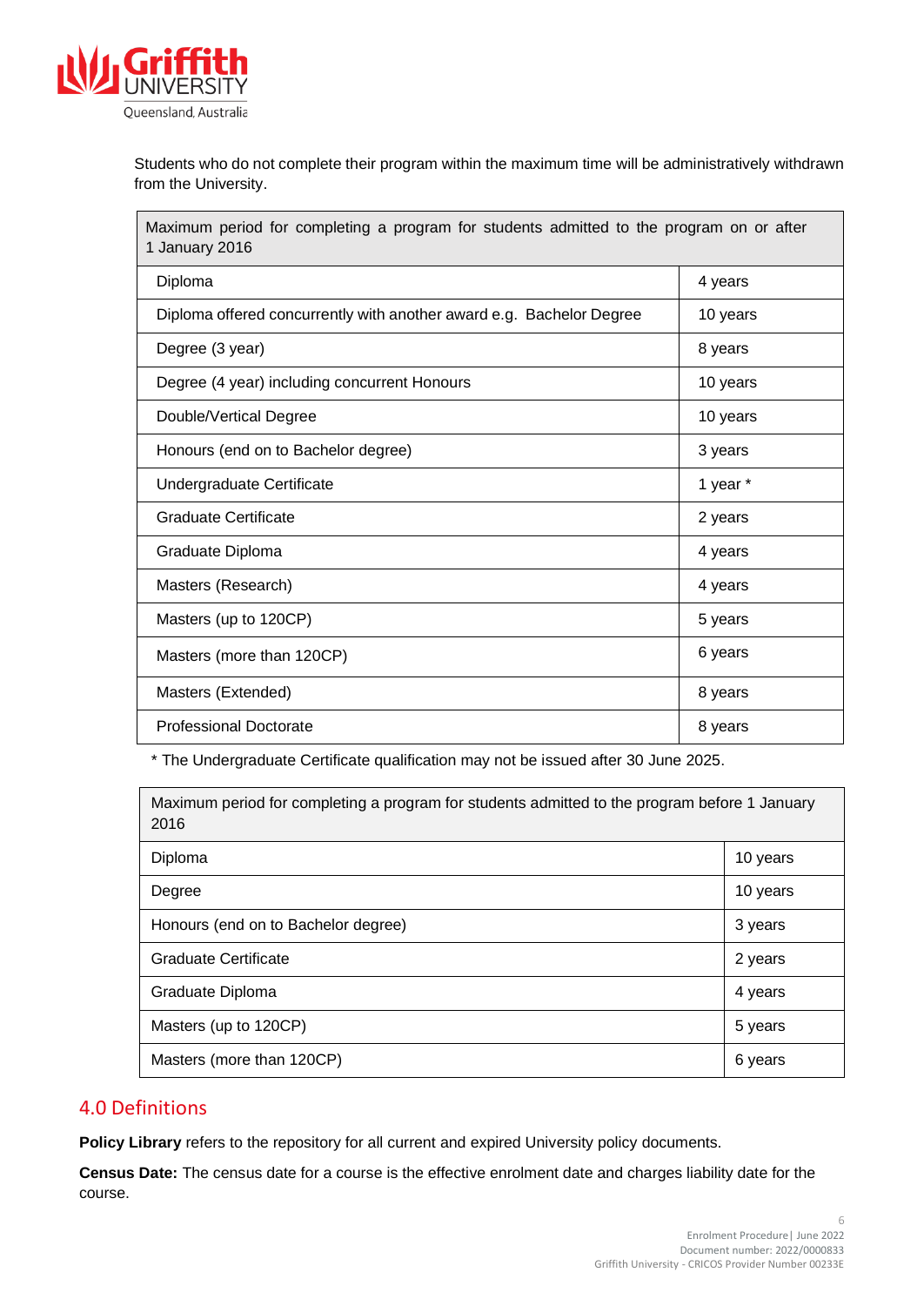Students who do not complete their program within the maximum time will be administratively withdrawn from the University.

| Maximum period for completing a program for students admitted to the program on or after 1 January 2016 | |
|---|---|
| Diploma | 4 years |
| Diploma offered concurrently with another award e.g. Bachelor Degree | 10 years |
| Degree (3 year) | 8 years |
| Degree (4 year) including concurrent Honours | 10 years |
| Double/Vertical Degree | 10 years |
| Honours (end on to Bachelor degree) | 3 years |
| Undergraduate Certificate | 1 year * |
| Graduate Certificate | 2 years |
| Graduate Diploma | 4 years |
| Masters (Research) | 4 years |
| Masters (up to 120CP) | 5 years |
| Masters (more than 120CP) | 6 years |
| Masters (Extended) | 8 years |
| Professional Doctorate | 8 years |

* The Undergraduate Certificate qualification may not be issued after 30 June 2025.

| Maximum period for completing a program for students admitted to the program before 1 January 2016 | |
|---|---|
| Diploma | 10 years |
| Degree | 10 years |
| Honours (end on to Bachelor degree) | 3 years |
| Graduate Certificate | 2 years |
| Graduate Diploma | 4 years |
| Masters (up to 120CP) | 5 years |
| Masters (more than 120CP) | 6 years |

## 4.0 Definitions

**Policy Library** refers to the repository for all current and expired University policy documents.

**Census Date:** The census date for a course is the effective enrolment date and charges liability date for the course.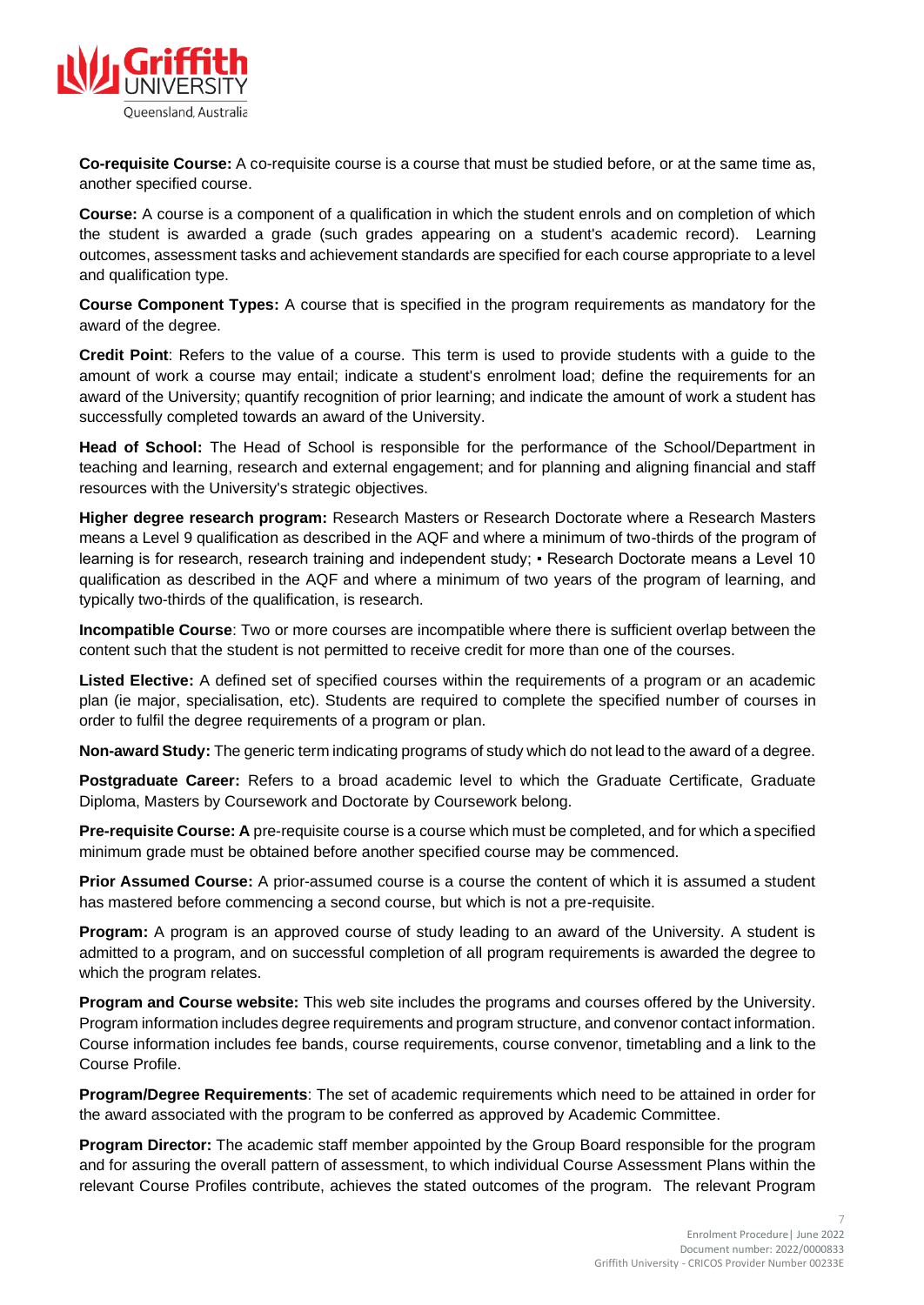**Co-requisite Course:** A co-requisite course is a course that must be studied before, or at the same time as, another specified course.

**Course:** A course is a component of a qualification in which the student enrols and on completion of which the student is awarded a grade (such grades appearing on a student's academic record). Learning outcomes, assessment tasks and achievement standards are specified for each course appropriate to a level and qualification type.

**Course Component Types:** A course that is specified in the program requirements as mandatory for the award of the degree.

**Credit Point**: Refers to the value of a course. This term is used to provide students with a guide to the amount of work a course may entail; indicate a student's enrolment load; define the requirements for an award of the University; quantify recognition of prior learning; and indicate the amount of work a student has successfully completed towards an award of the University.

**Head of School:** The Head of School is responsible for the performance of the School/Department in teaching and learning, research and external engagement; and for planning and aligning financial and staff resources with the University's strategic objectives.

**Higher degree research program:** Research Masters or Research Doctorate where a Research Masters means a Level 9 qualification as described in the AQF and where a minimum of two-thirds of the program of learning is for research, research training and independent study; ▪ Research Doctorate means a Level 10 qualification as described in the AQF and where a minimum of two years of the program of learning, and typically two-thirds of the qualification, is research.

**Incompatible Course**: Two or more courses are incompatible where there is sufficient overlap between the content such that the student is not permitted to receive credit for more than one of the courses.

**Listed Elective:** A defined set of specified courses within the requirements of a program or an academic plan (ie major, specialisation, etc). Students are required to complete the specified number of courses in order to fulfil the degree requirements of a program or plan.

**Non-award Study:** The generic term indicating programs of study which do not lead to the award of a degree.

**Postgraduate Career:** Refers to a broad academic level to which the Graduate Certificate, Graduate Diploma, Masters by Coursework and Doctorate by Coursework belong.

**Pre-requisite Course: A** pre-requisite course is a course which must be completed, and for which a specified minimum grade must be obtained before another specified course may be commenced.

**Prior Assumed Course:** A prior-assumed course is a course the content of which it is assumed a student has mastered before commencing a second course, but which is not a pre-requisite.

**Program:** A program is an approved course of study leading to an award of the University. A student is admitted to a program, and on successful completion of all program requirements is awarded the degree to which the program relates.

**Program and Course website:** This web site includes the programs and courses offered by the University. Program information includes degree requirements and program structure, and convenor contact information. Course information includes fee bands, course requirements, course convenor, timetabling and a link to the Course Profile.

**Program/Degree Requirements**: The set of academic requirements which need to be attained in order for the award associated with the program to be conferred as approved by Academic Committee.

**Program Director:** The academic staff member appointed by the Group Board responsible for the program and for assuring the overall pattern of assessment, to which individual Course Assessment Plans within the relevant Course Profiles contribute, achieves the stated outcomes of the program. The relevant Program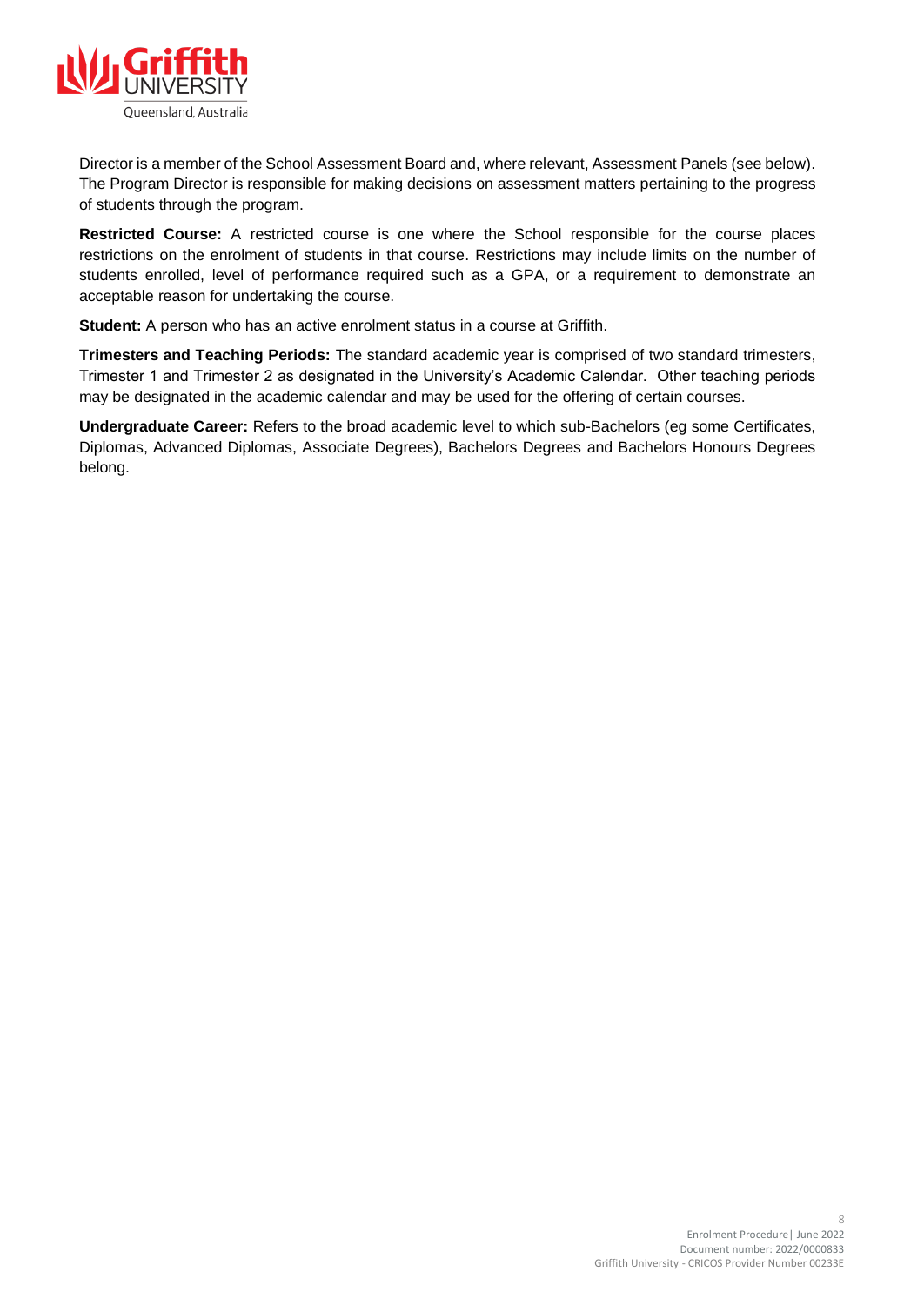Director is a member of the School Assessment Board and, where relevant, Assessment Panels (see below). The Program Director is responsible for making decisions on assessment matters pertaining to the progress of students through the program.

**Restricted Course:** A restricted course is one where the School responsible for the course places restrictions on the enrolment of students in that course. Restrictions may include limits on the number of students enrolled, level of performance required such as a GPA, or a requirement to demonstrate an acceptable reason for undertaking the course.

**Student:** A person who has an active enrolment status in a course at Griffith.

**Trimesters and Teaching Periods:** The standard academic year is comprised of two standard trimesters, Trimester 1 and Trimester 2 as designated in the University's Academic Calendar. Other teaching periods may be designated in the academic calendar and may be used for the offering of certain courses.

**Undergraduate Career:** Refers to the broad academic level to which sub-Bachelors (eg some Certificates, Diplomas, Advanced Diplomas, Associate Degrees), Bachelors Degrees and Bachelors Honours Degrees belong.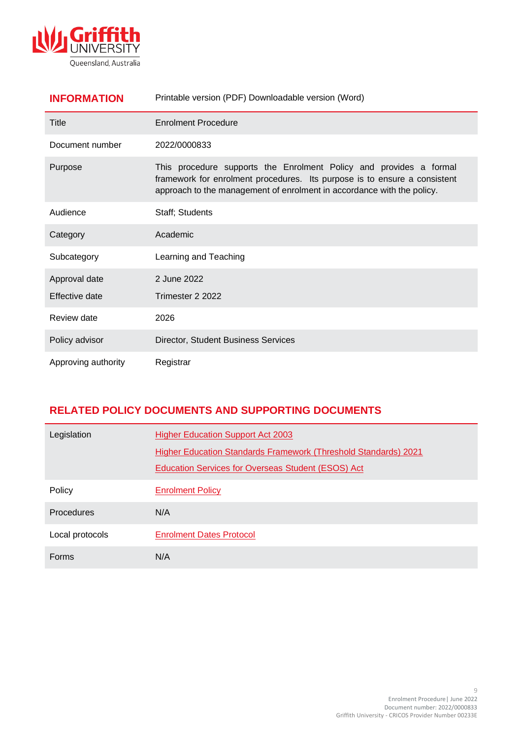| INFORMATION | Printable version (PDF) Downloadable version (Word) |
|---|---|
| Title | Enrolment Procedure |
| Document number | 2022/0000833 |
| Purpose | This procedure supports the Enrolment Policy and provides a formal framework for enrolment procedures. Its purpose is to ensure a consistent approach to the management of enrolment in accordance with the policy. |
| Audience | Staff; Students |
| Category | Academic |
| Subcategory | Learning and Teaching |
| Approval date<br>Effective date | 2 June 2022<br>Trimester 2 2022 |
| Review date | 2026 |
| Policy advisor | Director, Student Business Services |
| Approving authority | Registrar |

## RELATED POLICY DOCUMENTS AND SUPPORTING DOCUMENTS

| | |
|---|---|
| Legislation | Higher Education Support Act 2003<br>Higher Education Standards Framework (Threshold Standards) 2021<br>Education Services for Overseas Student (ESOS) Act |
| Policy | Enrolment Policy |
| Procedures | N/A |
| Local protocols | Enrolment Dates Protocol |
| Forms | N/A |